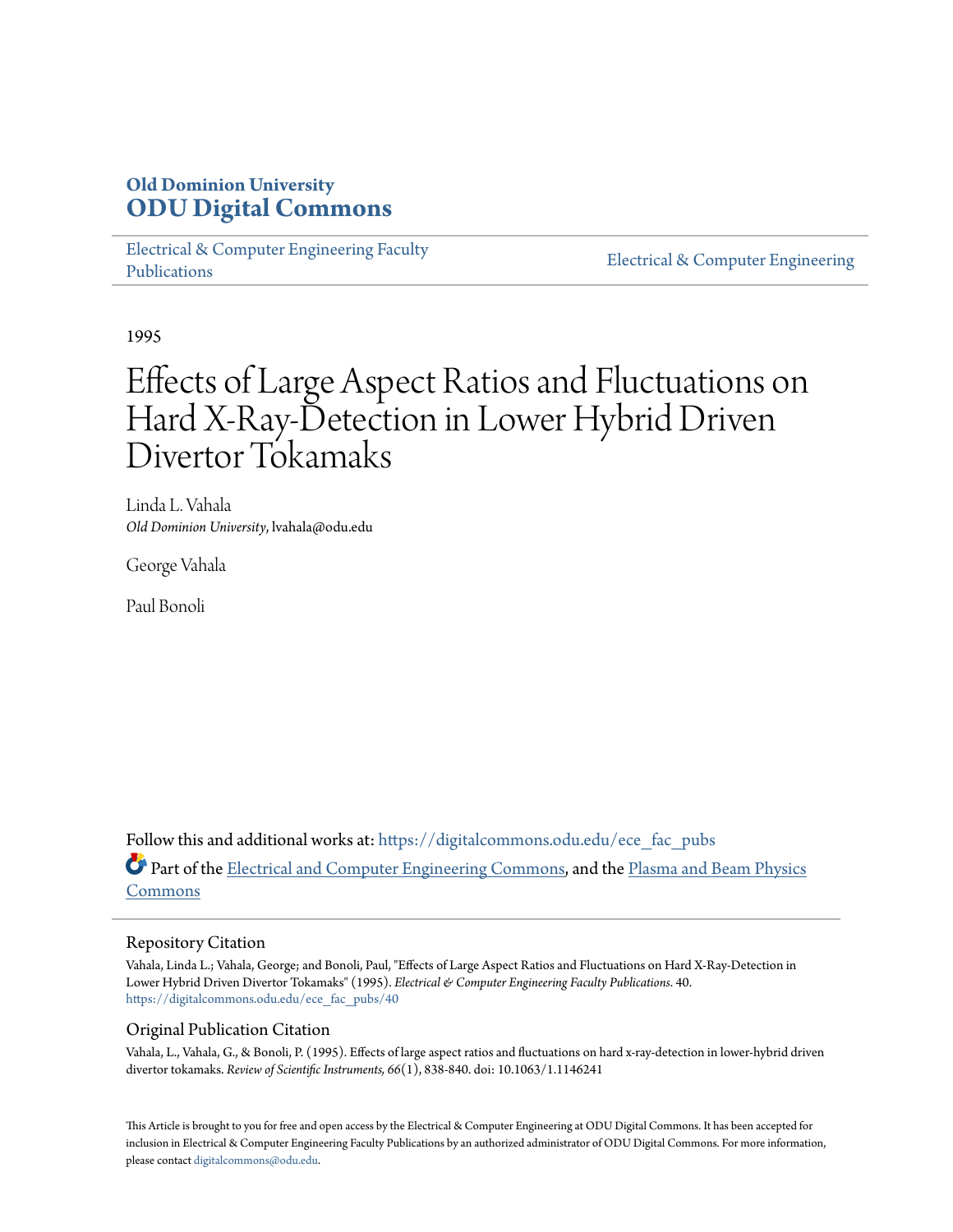# Old Dominion University
# ODU Digital Commons

Electrical & Computer Engineering Faculty Publications

Electrical & Computer Engineering

1995

# Effects of Large Aspect Ratios and Fluctuations on Hard X-Ray-Detection in Lower Hybrid Driven Divertor Tokamaks

Linda L. Vahala
*Old Dominion University*, lvahala@odu.edu

George Vahala

Paul Bonoli

Follow this and additional works at: https://digitalcommons.odu.edu/ece_fac_pubs

Part of the Electrical and Computer Engineering Commons, and the Plasma and Beam Physics Commons

## Repository Citation

Vahala, Linda L.; Vahala, George; and Bonoli, Paul, "Effects of Large Aspect Ratios and Fluctuations on Hard X-Ray-Detection in Lower Hybrid Driven Divertor Tokamaks" (1995). *Electrical & Computer Engineering Faculty Publications*. 40.
https://digitalcommons.odu.edu/ece_fac_pubs/40

## Original Publication Citation

Vahala, L., Vahala, G., & Bonoli, P. (1995). Effects of large aspect ratios and fluctuations on hard x-ray-detection in lower-hybrid driven divertor tokamaks. *Review of Scientific Instruments, 66*(1), 838-840. doi: 10.1063/1.1146241

This Article is brought to you for free and open access by the Electrical & Computer Engineering at ODU Digital Commons. It has been accepted for inclusion in Electrical & Computer Engineering Faculty Publications by an authorized administrator of ODU Digital Commons. For more information, please contact digitalcommons@odu.edu.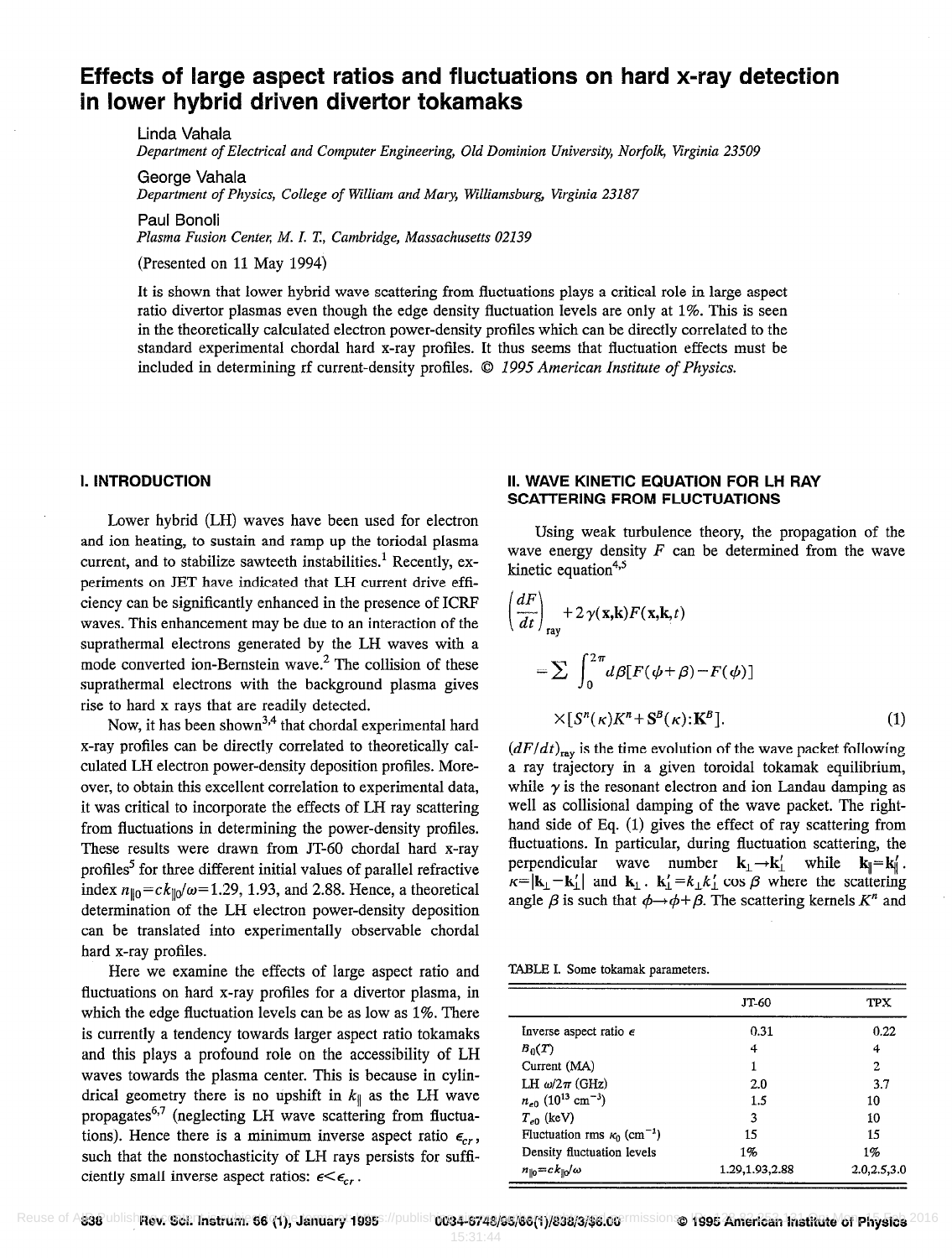# Effects of large aspect ratios and fluctuations on hard x-ray detection in lower hybrid driven divertor tokamaks

Linda Vahala

*Department of Electrical and Computer Engineering, Old Dominion University, Norfolk, Virginia 23509*

George Vahala

*Department of Physics, College of William and Mary, Williamsburg, Virginia 23187*

Paul Bonoli

*Plasma Fusion Center, M. I. T., Cambridge, Massachusetts 02139*

(Presented on 11 May 1994)

It is shown that lower hybrid wave scattering from fluctuations plays a critical role in large aspect ratio divertor plasmas even though the edge density fluctuation levels are only at 1%. This is seen in the theoretically calculated electron power-density profiles which can be directly correlated to the standard experimental chordal hard x-ray profiles. It thus seems that fluctuation effects must be included in determining rf current-density profiles. © *1995 American Institute of Physics.*

## I. INTRODUCTION

Lower hybrid (LH) waves have been used for electron and ion heating, to sustain and ramp up the toriodal plasma current, and to stabilize sawteeth instabilities.[1] Recently, experiments on JET have indicated that LH current drive efficiency can be significantly enhanced in the presence of ICRF waves. This enhancement may be due to an interaction of the suprathermal electrons generated by the LH waves with a mode converted ion-Bernstein wave.[2] The collision of these suprathermal electrons with the background plasma gives rise to hard x rays that are readily detected.

Now, it has been shown[3,4] that chordal experimental hard x-ray profiles can be directly correlated to theoretically calculated LH electron power-density deposition profiles. Moreover, to obtain this excellent correlation to experimental data, it was critical to incorporate the effects of LH ray scattering from fluctuations in determining the power-density profiles. These results were drawn from JT-60 chordal hard x-ray profiles[5] for three different initial values of parallel refractive index $n_{\|0}=ck_{\|0}/\omega=1.29$, 1.93, and 2.88. Hence, a theoretical determination of the LH electron power-density deposition can be translated into experimentally observable chordal hard x-ray profiles.

Here we examine the effects of large aspect ratio and fluctuations on hard x-ray profiles for a divertor plasma, in which the edge fluctuation levels can be as low as 1%. There is currently a tendency towards larger aspect ratio tokamaks and this plays a profound role on the accessibility of LH waves towards the plasma center. This is because in cylindrical geometry there is no upshift in $k_\|$ as the LH wave propagates[6,7] (neglecting LH wave scattering from fluctuations). Hence there is a minimum inverse aspect ratio $\epsilon_{cr}$, such that the nonstochasticity of LH rays persists for sufficiently small inverse aspect ratios: $\epsilon<\epsilon_{cr}$.

## II. WAVE KINETIC EQUATION FOR LH RAY SCATTERING FROM FLUCTUATIONS

Using weak turbulence theory, the propagation of the wave energy density $F$ can be determined from the wave kinetic equation[4,5]

$$\left(\frac{dF}{dt}\right)_{\text{ray}}+2\gamma(\mathbf{x},\mathbf{k})F(\mathbf{x},\mathbf{k},t)$$

$$=\sum\int_0^{2\pi}d\beta[F(\phi+\beta)-F(\phi)]$$

$$\times[S^n(\kappa)K^n+\mathbf{S}^B(\kappa):\mathbf{K}^B]. \tag{1}$$

$(dF/dt)_{\text{ray}}$ is the time evolution of the wave packet following a ray trajectory in a given toroidal tokamak equilibrium, while $\gamma$ is the resonant electron and ion Landau damping as well as collisional damping of the wave packet. The right-hand side of Eq. (1) gives the effect of ray scattering from fluctuations. In particular, during fluctuation scattering, the perpendicular wave number $\mathbf{k}_\perp\to\mathbf{k}_\perp'$ while $\mathbf{k}_\|=\mathbf{k}_\|'$. $\kappa=|\mathbf{k}_\perp-\mathbf{k}_\perp'|$ and $\mathbf{k}_\perp\cdot\mathbf{k}_\perp'=k_\perp k_\perp'\cos\beta$ where the scattering angle $\beta$ is such that $\phi\to\phi+\beta$. The scattering kernels $K^n$ and

TABLE I. Some tokamak parameters.

| | JT-60 | TPX |
|---|---|---|
| Inverse aspect ratio $\epsilon$ | 0.31 | 0.22 |
| $B_0(T)$ | 4 | 4 |
| Current (MA) | 1 | 2 |
| LH $\omega/2\pi$ (GHz) | 2.0 | 3.7 |
| $n_{e0}$ ($10^{13}$ cm$^{-3}$) | 1.5 | 10 |
| $T_{e0}$ (keV) | 3 | 10 |
| Fluctuation rms $\kappa_0$ (cm$^{-1}$) | 15 | 15 |
| Density fluctuation levels | 1% | 1% |
| $n_{\|0}=ck_{\|0}/\omega$ | 1.29,1.93,2.88 | 2.0,2.5,3.0 |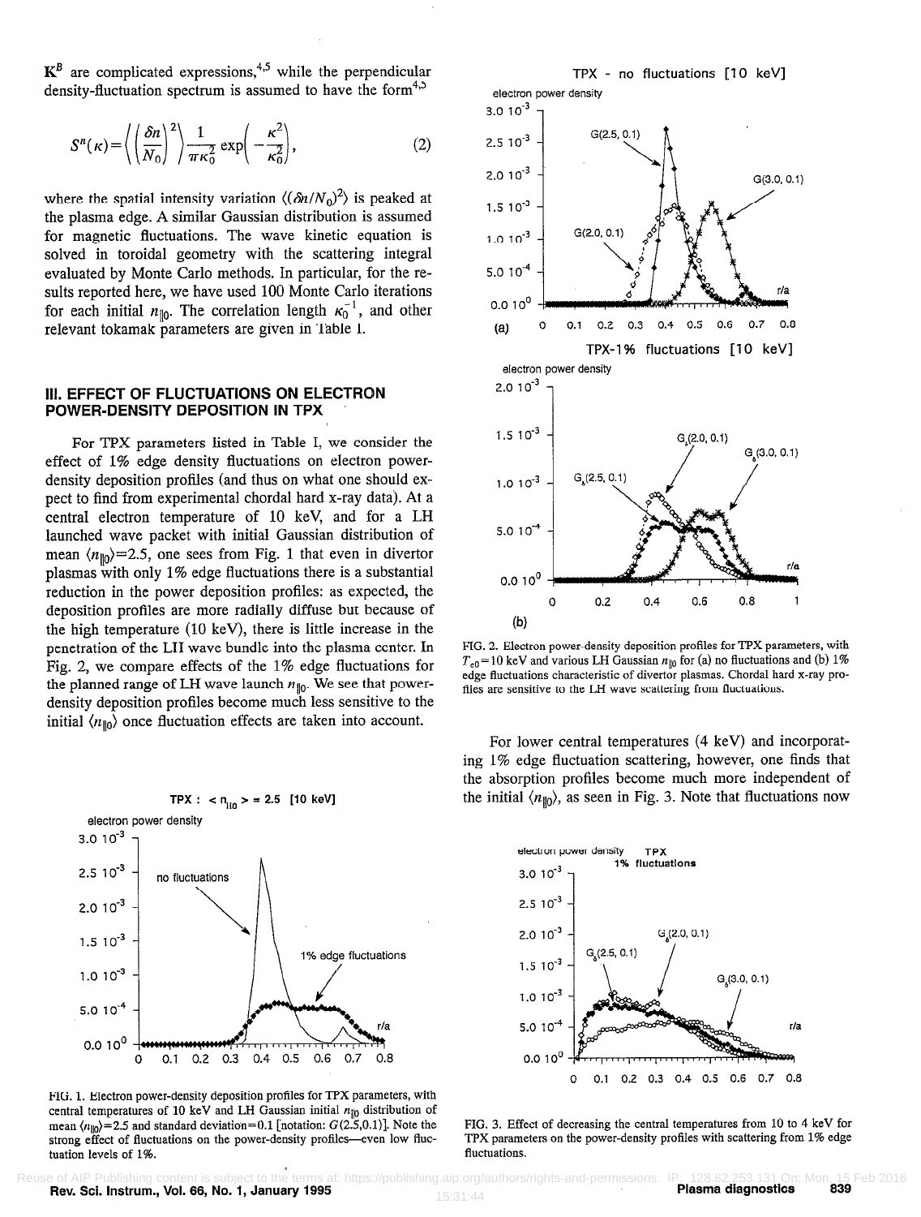$\mathbf{K}^B$ are complicated expressions,[4,5] while the perpendicular density-fluctuation spectrum is assumed to have the form[4,5]

$$S^n(\kappa)=\left\langle\left(\frac{\delta n}{N_0}\right)^2\right\rangle\frac{1}{\pi\kappa_0^2}\exp\left(-\frac{\kappa^2}{\kappa_0^2}\right), \tag{2}$$

where the spatial intensity variation $\langle(\delta n/N_0)^2\rangle$ is peaked at the plasma edge. A similar Gaussian distribution is assumed for magnetic fluctuations. The wave kinetic equation is solved in toroidal geometry with the scattering integral evaluated by Monte Carlo methods. In particular, for the results reported here, we have used 100 Monte Carlo iterations for each initial $n_{\parallel 0}$. The correlation length $\kappa_0^{-1}$, and other relevant tokamak parameters are given in Table I.

## III. EFFECT OF FLUCTUATIONS ON ELECTRON POWER-DENSITY DEPOSITION IN TPX

For TPX parameters listed in Table I, we consider the effect of 1% edge density fluctuations on electron power-density deposition profiles (and thus on what one should expect to find from experimental chordal hard x-ray data). At a central electron temperature of 10 keV, and for a LH launched wave packet with initial Gaussian distribution of mean $\langle n_{\parallel 0}\rangle=2.5$, one sees from Fig. 1 that even in divertor plasmas with only 1% edge fluctuations there is a substantial reduction in the power deposition profiles: as expected, the deposition profiles are more radially diffuse but because of the high temperature (10 keV), there is little increase in the penetration of the LH wave bundle into the plasma center. In Fig. 2, we compare effects of the 1% edge fluctuations for the planned range of LH wave launch $n_{\parallel 0}$. We see that power-density deposition profiles become much less sensitive to the initial $\langle n_{\parallel 0}\rangle$ once fluctuation effects are taken into account.

FIG. 1. Electron power-density deposition profiles for TPX parameters, with central temperatures of 10 keV and LH Gaussian initial $n_{\parallel 0}$ distribution of mean $\langle n_{\parallel 0}\rangle=2.5$ and standard deviation=0.1 [notation: $G(2.5,0.1)$]. Note the strong effect of fluctuations on the power-density profiles—even low fluctuation levels of 1%.

FIG. 2. Electron power-density deposition profiles for TPX parameters, with $T_{e0}=10$ keV and various LH Gaussian $n_{\parallel 0}$ for (a) no fluctuations and (b) 1% edge fluctuations characteristic of divertor plasmas. Chordal hard x-ray profiles are sensitive to the LH wave scattering from fluctuations.

For lower central temperatures (4 keV) and incorporating 1% edge fluctuation scattering, however, one finds that the absorption profiles become much more independent of the initial $\langle n_{\parallel 0}\rangle$, as seen in Fig. 3. Note that fluctuations now

FIG. 3. Effect of decreasing the central temperatures from 10 to 4 keV for TPX parameters on the power-density profiles with scattering from 1% edge fluctuations.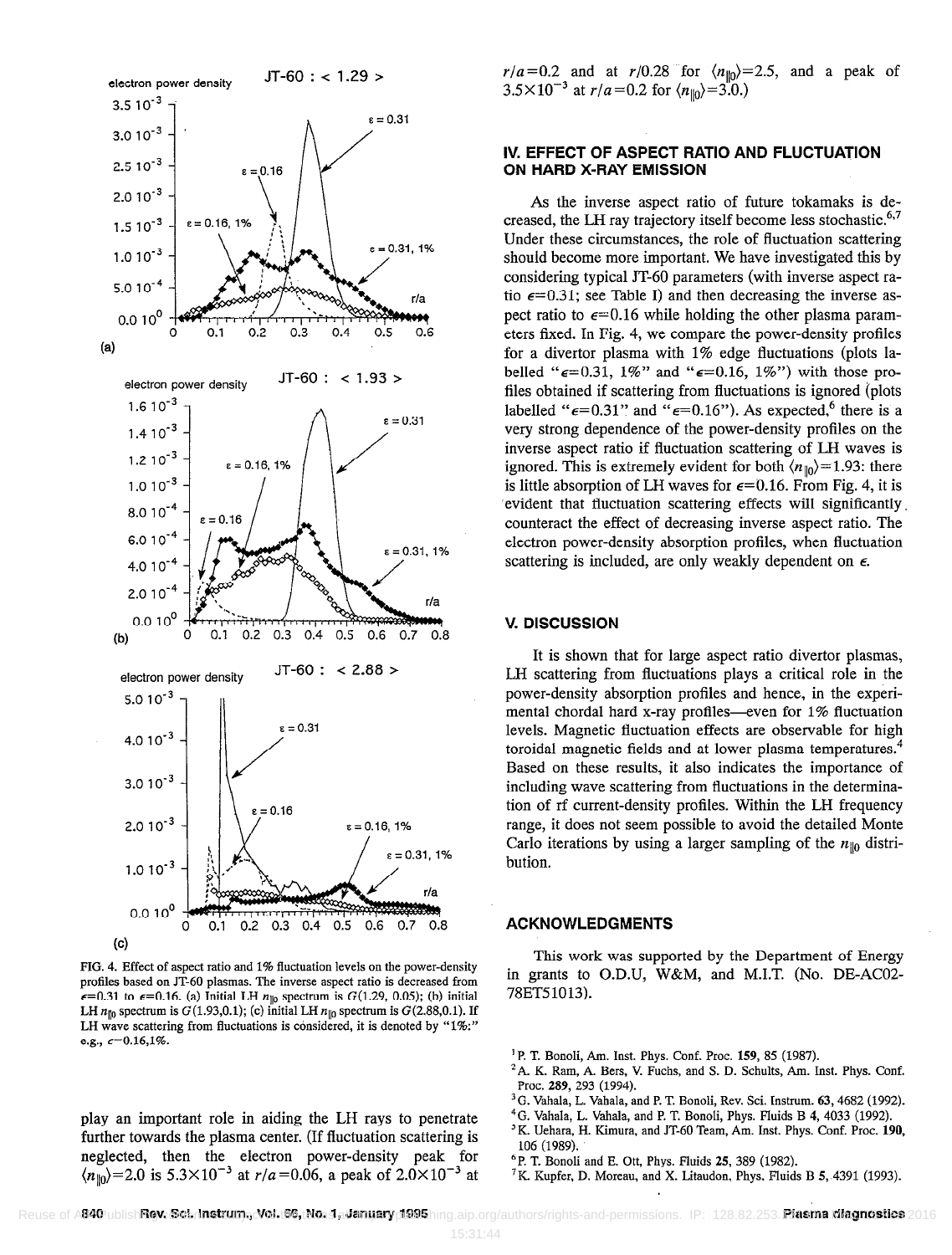JT-60 : < 1.29 >

electron power density

3.5 10^-3

3.0 10^-3

2.5 10^-3

2.0 10^-3

1.5 10^-3

1.0 10^-3

5.0 10^-4

0.0 10^0

0 0.1 0.2 0.3 0.4 0.5 0.6

ε = 0.31

ε = 0.16

ε = 0.16, 1%

ε = 0.31, 1%

r/a

(a)

JT-60 : < 1.93 >

electron power density

1.6 10^-3

1.4 10^-3

1.2 10^-3

1.0 10^-3

8.0 10^-4

6.0 10^-4

4.0 10^-4

2.0 10^-4

0.0 10^0

0 0.1 0.2 0.3 0.4 0.5 0.6 0.7 0.8

ε = 0.31

ε = 0.16, 1%

ε = 0.16

ε = 0.31, 1%

r/a

(b)

JT-60 : < 2.88 >

electron power density

5.0 10^-3

4.0 10^-3

3.0 10^-3

2.0 10^-3

1.0 10^-3

0.0 10^0

0 0.1 0.2 0.3 0.4 0.5 0.6 0.7 0.8

ε = 0.31

ε = 0.16

ε = 0.16, 1%

ε = 0.31, 1%

r/a

(c)

FIG. 4. Effect of aspect ratio and 1% fluctuation levels on the power-density profiles based on JT-60 plasmas. The inverse aspect ratio is decreased from $\epsilon=0.31$ to $\epsilon=0.16$. (a) Initial LH $n_{\|0}$ spectrum is $G(1.29, 0.05)$; (b) initial LH $n_{\|0}$ spectrum is $G(1.93,0.1)$; (c) initial LH $n_{\|0}$ spectrum is $G(2.88,0.1)$. If LH wave scattering from fluctuations is considered, it is denoted by "1%:" e.g., $\epsilon=0.16$,1%.

play an important role in aiding the LH rays to penetrate further towards the plasma center. (If fluctuation scattering is neglected, then the electron power-density peak for $\langle n_{\|0}\rangle=2.0$ is $5.3\times10^{-3}$ at $r/a=0.06$, a peak of $2.0\times10^{-3}$ at $r/a=0.2$ and at $r/0.28$ for $\langle n_{\|0}\rangle=2.5$, and a peak of $3.5\times10^{-3}$ at $r/a=0.2$ for $\langle n_{\|0}\rangle=3.0$.)

## IV. EFFECT OF ASPECT RATIO AND FLUCTUATION ON HARD X-RAY EMISSION

As the inverse aspect ratio of future tokamaks is decreased, the LH ray trajectory itself become less stochastic.[6,7] Under these circumstances, the role of fluctuation scattering should become more important. We have investigated this by considering typical JT-60 parameters (with inverse aspect ratio $\epsilon=0.31$; see Table I) and then decreasing the inverse aspect ratio to $\epsilon=0.16$ while holding the other plasma parameters fixed. In Fig. 4, we compare the power-density profiles for a divertor plasma with 1% edge fluctuations (plots labelled "$\epsilon=0.31$, 1%" and "$\epsilon=0.16$, 1%") with those profiles obtained if scattering from fluctuations is ignored (plots labelled "$\epsilon=0.31$" and "$\epsilon=0.16$"). As expected,[6] there is a very strong dependence of the power-density profiles on the inverse aspect ratio if fluctuation scattering of LH waves is ignored. This is extremely evident for both $\langle n_{\|0}\rangle=1.93$: there is little absorption of LH waves for $\epsilon=0.16$. From Fig. 4, it is evident that fluctuation scattering effects will significantly counteract the effect of decreasing inverse aspect ratio. The electron power-density absorption profiles, when fluctuation scattering is included, are only weakly dependent on $\epsilon$.

## V. DISCUSSION

It is shown that for large aspect ratio divertor plasmas, LH scattering from fluctuations plays a critical role in the power-density absorption profiles and hence, in the experimental chordal hard x-ray profiles—even for 1% fluctuation levels. Magnetic fluctuation effects are observable for high toroidal magnetic fields and at lower plasma temperatures.[4] Based on these results, it also indicates the importance of including wave scattering from fluctuations in the determination of rf current-density profiles. Within the LH frequency range, it does not seem possible to avoid the detailed Monte Carlo iterations by using a larger sampling of the $n_{\|0}$ distribution.

## ACKNOWLEDGMENTS

This work was supported by the Department of Energy in grants to O.D.U, W&M, and M.I.T. (No. DE-AC02-78ET51013).

[1] P. T. Bonoli, Am. Inst. Phys. Conf. Proc. **159**, 85 (1987).

[2] A. K. Ram, A. Bers, V. Fuchs, and S. D. Schults, Am. Inst. Phys. Conf. Proc. **289**, 293 (1994).

[3] G. Vahala, L. Vahala, and P. T. Bonoli, Rev. Sci. Instrum. **63**, 4682 (1992).

[4] G. Vahala, L. Vahala, and P. T. Bonoli, Phys. Fluids B **4**, 4033 (1992).

[5] K. Uehara, H. Kimura, and JT-60 Team, Am. Inst. Phys. Conf. Proc. **190**, 106 (1989).

[6] P. T. Bonoli and E. Ott, Phys. Fluids **25**, 389 (1982).

[7] K. Kupfer, D. Moreau, and X. Litaudon, Phys. Fluids B **5**, 4391 (1993).